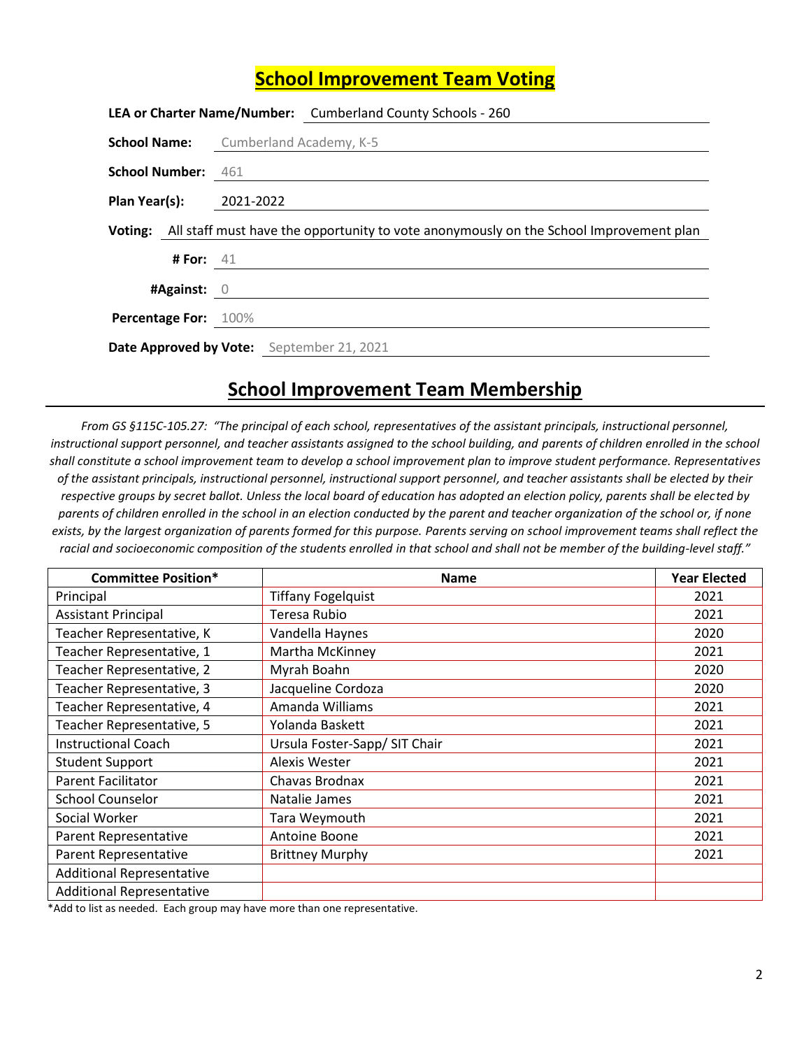# School Improvement Team Voting

**LEA or Charter Name/Number:** Cumberland County Schools - 260

**School Name:** Cumberland Academy, K-5

**School Number:** 461

**Plan Year(s):** 2021-2022

**Voting:** All staff must have the opportunity to vote anonymously on the School Improvement plan

**# For:** 41

**#Against:** 0

**Percentage For:** 100%

**Date Approved by Vote:** September 21, 2021

# School Improvement Team Membership

*From GS §115C-105.27: "The principal of each school, representatives of the assistant principals, instructional personnel, instructional support personnel, and teacher assistants assigned to the school building, and parents of children enrolled in the school shall constitute a school improvement team to develop a school improvement plan to improve student performance. Representatives of the assistant principals, instructional personnel, instructional support personnel, and teacher assistants shall be elected by their respective groups by secret ballot. Unless the local board of education has adopted an election policy, parents shall be elected by parents of children enrolled in the school in an election conducted by the parent and teacher organization of the school or, if none exists, by the largest organization of parents formed for this purpose. Parents serving on school improvement teams shall reflect the racial and socioeconomic composition of the students enrolled in that school and shall not be member of the building-level staff."*

| Committee Position* | Name | Year Elected |
|---|---|---|
| Principal | Tiffany Fogelquist | 2021 |
| Assistant Principal | Teresa Rubio | 2021 |
| Teacher Representative, K | Vandella Haynes | 2020 |
| Teacher Representative, 1 | Martha McKinney | 2021 |
| Teacher Representative, 2 | Myrah Boahn | 2020 |
| Teacher Representative, 3 | Jacqueline Cordoza | 2020 |
| Teacher Representative, 4 | Amanda Williams | 2021 |
| Teacher Representative, 5 | Yolanda Baskett | 2021 |
| Instructional Coach | Ursula Foster-Sapp/ SIT Chair | 2021 |
| Student Support | Alexis Wester | 2021 |
| Parent Facilitator | Chavas Brodnax | 2021 |
| School Counselor | Natalie James | 2021 |
| Social Worker | Tara Weymouth | 2021 |
| Parent Representative | Antoine Boone | 2021 |
| Parent Representative | Brittney Murphy | 2021 |
| Additional Representative | | |
| Additional Representative | | |

*Add to list as needed. Each group may have more than one representative.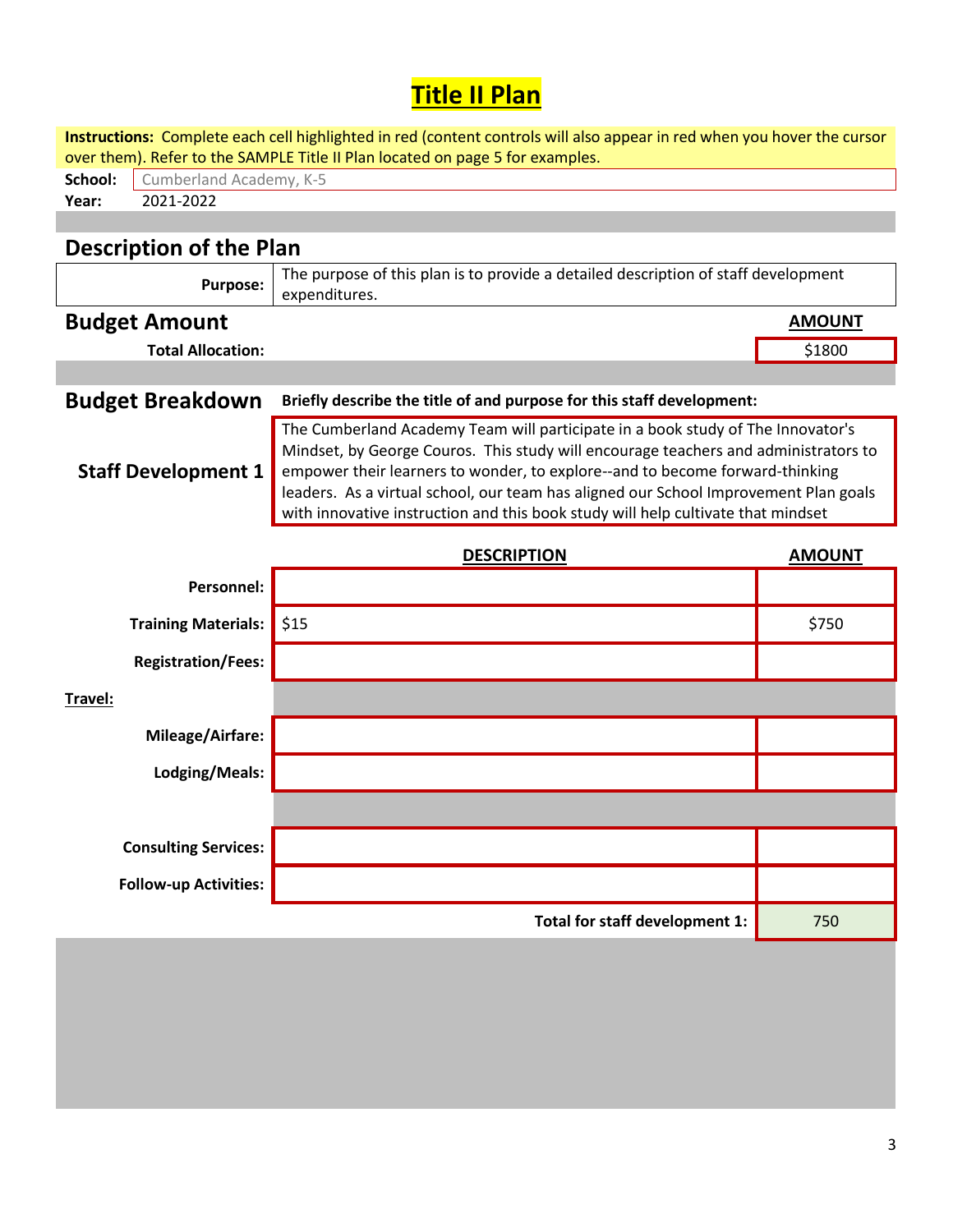# Title II Plan

**Instructions:** Complete each cell highlighted in red (content controls will also appear in red when you hover the cursor over them). Refer to the SAMPLE Title II Plan located on page 5 for examples.

**School:** Cumberland Academy, K-5

**Year:** 2021-2022

## Description of the Plan

| **Purpose:** | The purpose of this plan is to provide a detailed description of staff development expenditures. |
|---|---|

## Budget Amount

| | **AMOUNT** |
|---|---|
| **Total Allocation:** | $1800 |

## Budget Breakdown

**Briefly describe the title of and purpose for this staff development:**

### Staff Development 1

The Cumberland Academy Team will participate in a book study of The Innovator's Mindset, by George Couros. This study will encourage teachers and administrators to empower their learners to wonder, to explore--and to become forward-thinking leaders. As a virtual school, our team has aligned our School Improvement Plan goals with innovative instruction and this book study will help cultivate that mindset

| | **DESCRIPTION** | **AMOUNT** |
|---|---|---|
| **Personnel:** | | |
| **Training Materials:** | $15 | $750 |
| **Registration/Fees:** | | |
| **Travel:** | | |
| **Mileage/Airfare:** | | |
| **Lodging/Meals:** | | |
| **Consulting Services:** | | |
| **Follow-up Activities:** | | |
| | **Total for staff development 1:** | 750 |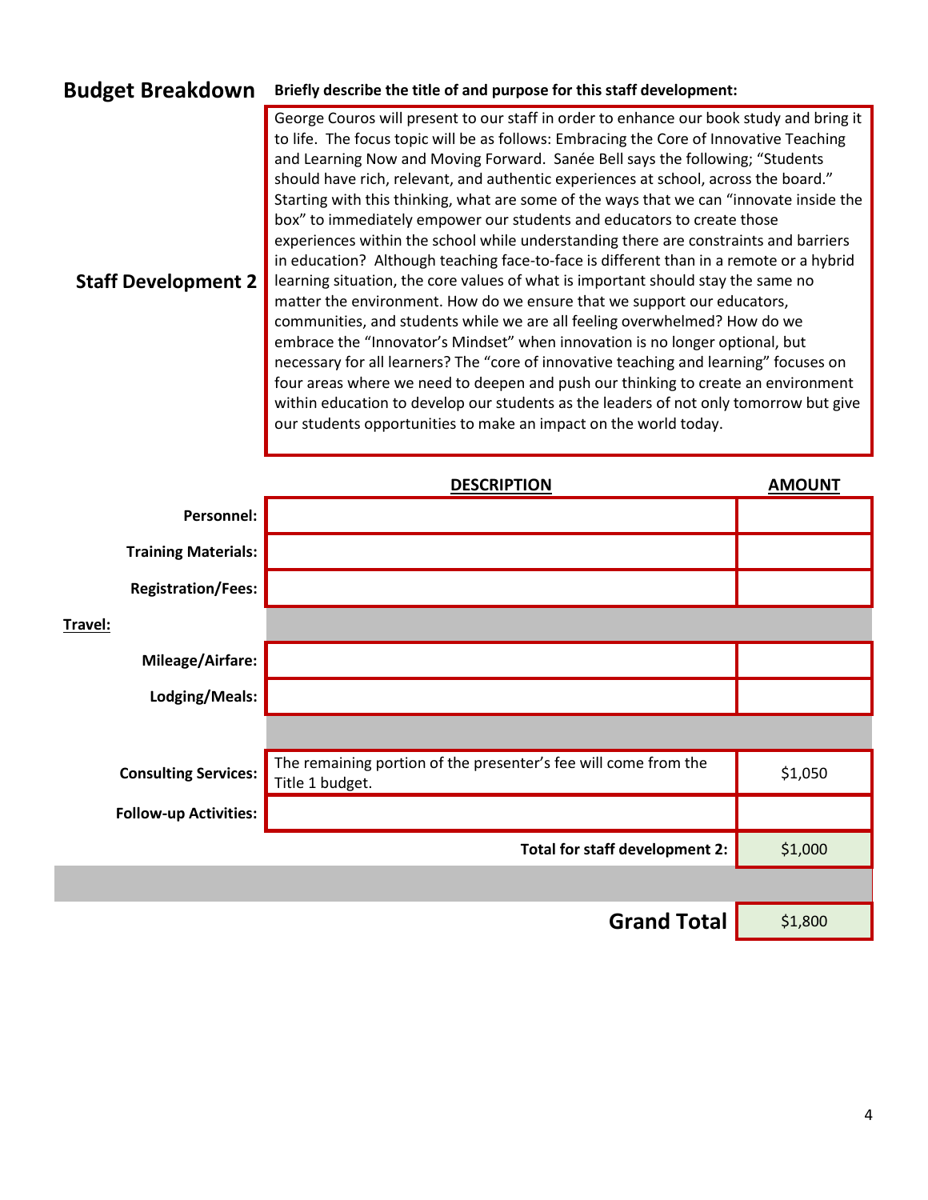## Budget Breakdown

**Briefly describe the title of and purpose for this staff development:**

### Staff Development 2

George Couros will present to our staff in order to enhance our book study and bring it to life. The focus topic will be as follows: Embracing the Core of Innovative Teaching and Learning Now and Moving Forward. Sanée Bell says the following; "Students should have rich, relevant, and authentic experiences at school, across the board." Starting with this thinking, what are some of the ways that we can "innovate inside the box" to immediately empower our students and educators to create those experiences within the school while understanding there are constraints and barriers in education? Although teaching face-to-face is different than in a remote or a hybrid learning situation, the core values of what is important should stay the same no matter the environment. How do we ensure that we support our educators, communities, and students while we are all feeling overwhelmed? How do we embrace the "Innovator's Mindset" when innovation is no longer optional, but necessary for all learners? The "core of innovative teaching and learning" focuses on four areas where we need to deepen and push our thinking to create an environment within education to develop our students as the leaders of not only tomorrow but give our students opportunities to make an impact on the world today.

| | DESCRIPTION | AMOUNT |
|---|---|---|
| **Personnel:** | | |
| **Training Materials:** | | |
| **Registration/Fees:** | | |
| **Travel:** | | |
| **Mileage/Airfare:** | | |
| **Lodging/Meals:** | | |
| **Consulting Services:** | The remaining portion of the presenter's fee will come from the Title 1 budget. | $1,050 |
| **Follow-up Activities:** | | |
| | **Total for staff development 2:** | $1,000 |
| | **Grand Total** | $1,800 |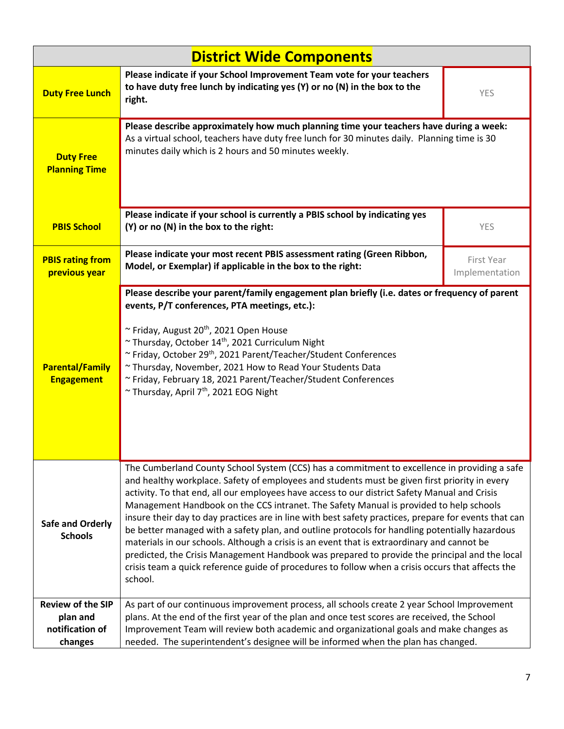| District Wide Components | | |
|---|---|---|
| **Duty Free Lunch** | **Please indicate if your School Improvement Team vote for your teachers to have duty free lunch by indicating yes (Y) or no (N) in the box to the right.** | YES |
| **Duty Free Planning Time** | **Please describe approximately how much planning time your teachers have during a week:** As a virtual school, teachers have duty free lunch for 30 minutes daily. Planning time is 30 minutes daily which is 2 hours and 50 minutes weekly. | |
| **PBIS School** | **Please indicate if your school is currently a PBIS school by indicating yes (Y) or no (N) in the box to the right:** | YES |
| **PBIS rating from previous year** | **Please indicate your most recent PBIS assessment rating (Green Ribbon, Model, or Exemplar) if applicable in the box to the right:** | First Year Implementation |
| **Parental/Family Engagement** | **Please describe your parent/family engagement plan briefly (i.e. dates or frequency of parent events, P/T conferences, PTA meetings, etc.):**<br><br>~ Friday, August 20th, 2021 Open House<br>~ Thursday, October 14th, 2021 Curriculum Night<br>~ Friday, October 29th, 2021 Parent/Teacher/Student Conferences<br>~ Thursday, November, 2021 How to Read Your Students Data<br>~ Friday, February 18, 2021 Parent/Teacher/Student Conferences<br>~ Thursday, April 7th, 2021 EOG Night | |
| **Safe and Orderly Schools** | The Cumberland County School System (CCS) has a commitment to excellence in providing a safe and healthy workplace. Safety of employees and students must be given first priority in every activity. To that end, all our employees have access to our district Safety Manual and Crisis Management Handbook on the CCS intranet. The Safety Manual is provided to help schools insure their day to day practices are in line with best safety practices, prepare for events that can be better managed with a safety plan, and outline protocols for handling potentially hazardous materials in our schools. Although a crisis is an event that is extraordinary and cannot be predicted, the Crisis Management Handbook was prepared to provide the principal and the local crisis team a quick reference guide of procedures to follow when a crisis occurs that affects the school. | |
| **Review of the SIP plan and notification of changes** | As part of our continuous improvement process, all schools create 2 year School Improvement plans. At the end of the first year of the plan and once test scores are received, the School Improvement Team will review both academic and organizational goals and make changes as needed. The superintendent's designee will be informed when the plan has changed. | |